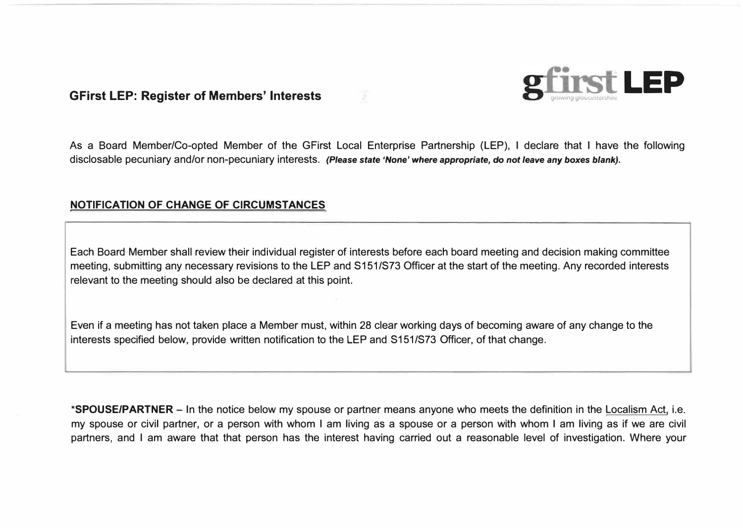## GFirst LEP: Register of Members' Interests

gfirst LEP
growing gloucestershire

As a Board Member/Co-opted Member of the GFirst Local Enterprise Partnership (LEP), I declare that I have the following disclosable pecuniary and/or non-pecuniary interests. ***(Please state 'None' where appropriate, do not leave any boxes blank).***

### NOTIFICATION OF CHANGE OF CIRCUMSTANCES

Each Board Member shall review their individual register of interests before each board meeting and decision making committee meeting, submitting any necessary revisions to the LEP and S151/S73 Officer at the start of the meeting. Any recorded interests relevant to the meeting should also be declared at this point.

Even if a meeting has not taken place a Member must, within 28 clear working days of becoming aware of any change to the interests specified below, provide written notification to the LEP and S151/S73 Officer, of that change.

**\*SPOUSE/PARTNER** – In the notice below my spouse or partner means anyone who meets the definition in the Localism Act, i.e. my spouse or civil partner, or a person with whom I am living as a spouse or a person with whom I am living as if we are civil partners, and I am aware that that person has the interest having carried out a reasonable level of investigation. Where your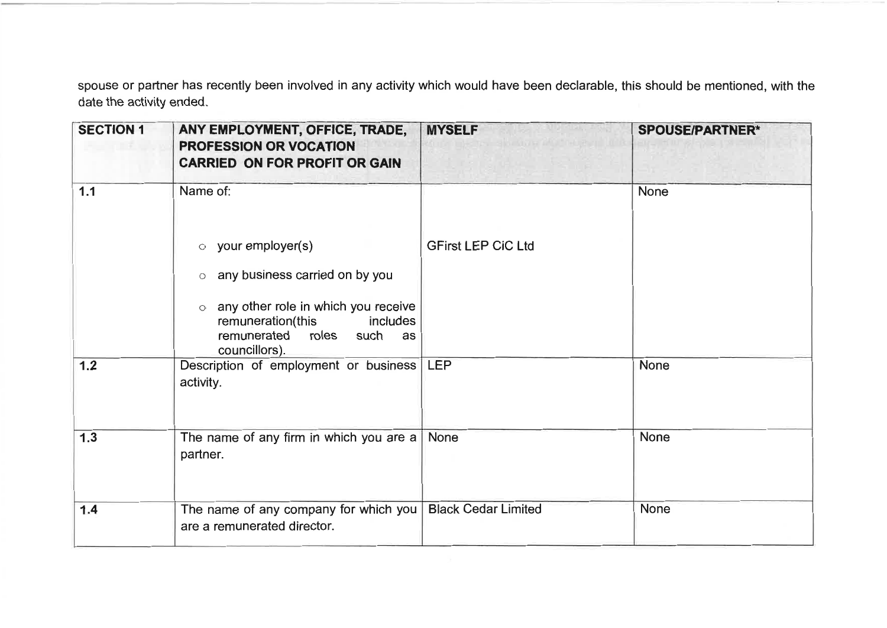spouse or partner has recently been involved in any activity which would have been declarable, this should be mentioned, with the date the activity ended.

| SECTION 1 | ANY EMPLOYMENT, OFFICE, TRADE, PROFESSION OR VOCATION CARRIED ON FOR PROFIT OR GAIN | MYSELF | SPOUSE/PARTNER* |
|---|---|---|---|
| 1.1 | Name of:<br><br>○ your employer(s)<br>○ any business carried on by you<br>○ any other role in which you receive remuneration(this includes remunerated roles such as councillors). | <br><br>GFirst LEP CiC Ltd | None |
| 1.2 | Description of employment or business activity. | LEP | None |
| 1.3 | The name of any firm in which you are a partner. | None | None |
| 1.4 | The name of any company for which you are a remunerated director. | Black Cedar Limited | None |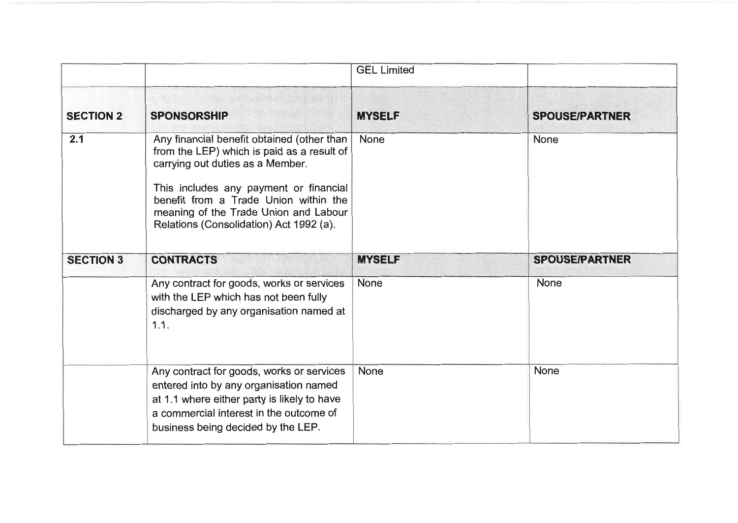| | | GEL Limited | |
|---|---|---|---|
| **SECTION 2** | **SPONSORSHIP** | **MYSELF** | **SPOUSE/PARTNER** |
| 2.1 | Any financial benefit obtained (other than from the LEP) which is paid as a result of carrying out duties as a Member.<br><br>This includes any payment or financial benefit from a Trade Union within the meaning of the Trade Union and Labour Relations (Consolidation) Act 1992 (a). | None | None |
| **SECTION 3** | **CONTRACTS** | **MYSELF** | **SPOUSE/PARTNER** |
| | Any contract for goods, works or services with the LEP which has not been fully discharged by any organisation named at 1.1. | None | None |
| | Any contract for goods, works or services entered into by any organisation named at 1.1 where either party is likely to have a commercial interest in the outcome of business being decided by the LEP. | None | None |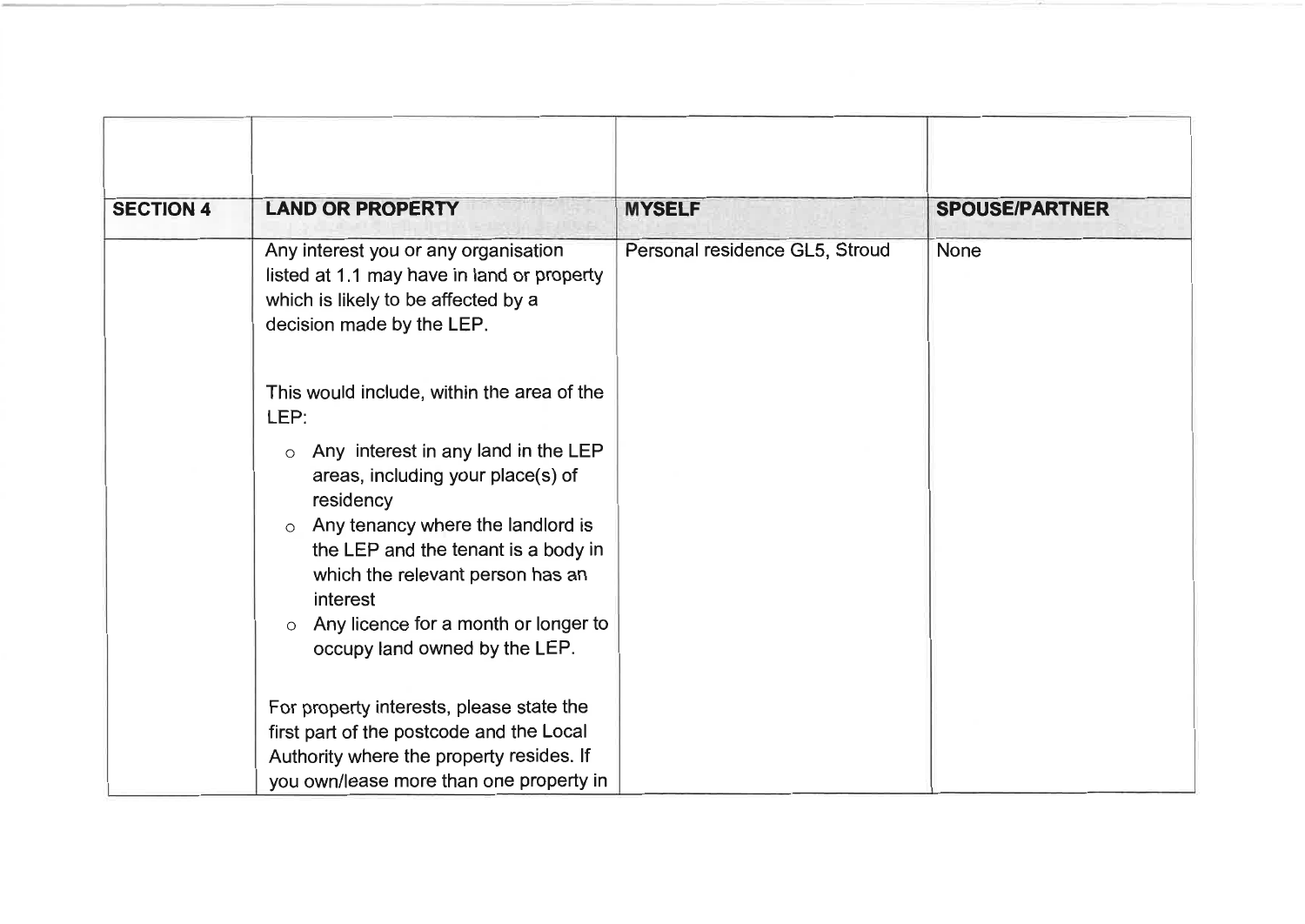| | | | |
|---|---|---|---|
| **SECTION 4** | **LAND OR PROPERTY** | **MYSELF** | **SPOUSE/PARTNER** |
| | Any interest you or any organisation listed at 1.1 may have in land or property which is likely to be affected by a decision made by the LEP.<br><br>This would include, within the area of the LEP:<br>- Any interest in any land in the LEP areas, including your place(s) of residency<br>- Any tenancy where the landlord is the LEP and the tenant is a body in which the relevant person has an interest<br>- Any licence for a month or longer to occupy land owned by the LEP.<br><br>For property interests, please state the first part of the postcode and the Local Authority where the property resides. If you own/lease more than one property in | Personal residence GL5, Stroud | None |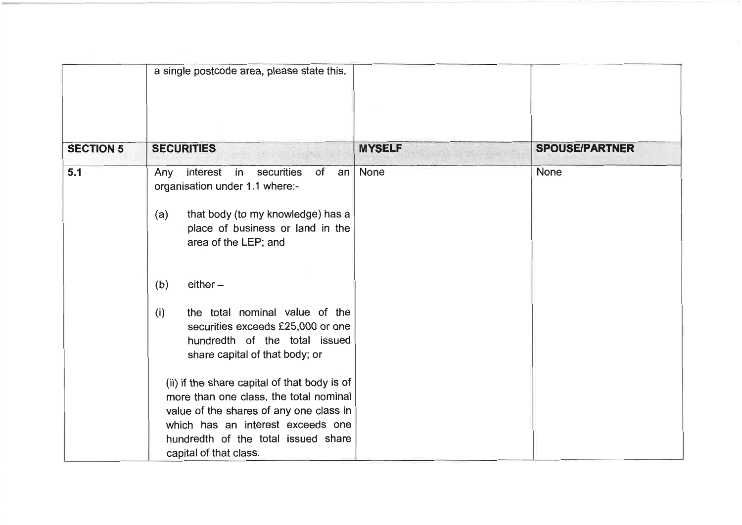| | a single postcode area, please state this. | | |
|---|---|---|---|
| **SECTION 5** | **SECURITIES** | **MYSELF** | **SPOUSE/PARTNER** |
| **5.1** | Any interest in securities of an organisation under 1.1 where:-<br><br>(a) that body (to my knowledge) has a place of business or land in the area of the LEP; and<br><br>(b) either –<br><br>(i) the total nominal value of the securities exceeds £25,000 or one hundredth of the total issued share capital of that body; or<br><br>(ii) if the share capital of that body is of more than one class, the total nominal value of the shares of any one class in which has an interest exceeds one hundredth of the total issued share capital of that class. | None | None |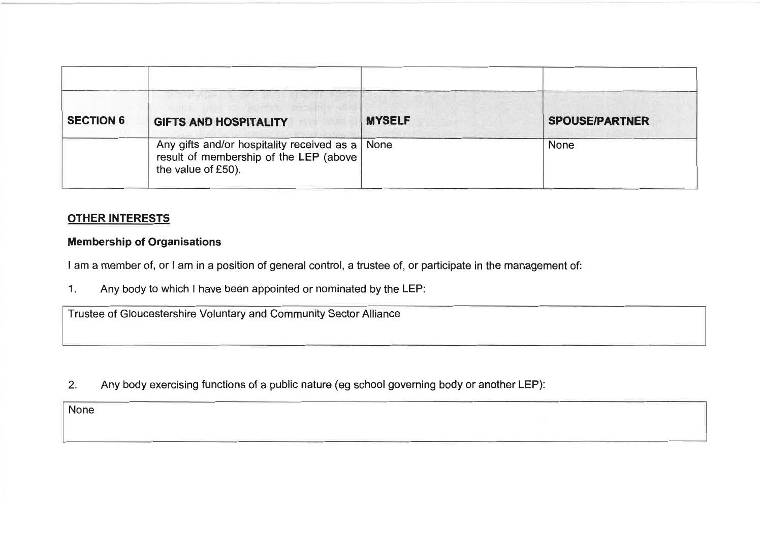| | | | |
|---|---|---|---|
| **SECTION 6** | **GIFTS AND HOSPITALITY** | **MYSELF** | **SPOUSE/PARTNER** |
| | Any gifts and/or hospitality received as a result of membership of the LEP (above the value of £50). | None | None |

## OTHER INTERESTS

### Membership of Organisations

I am a member of, or I am in a position of general control, a trustee of, or participate in the management of:

1. Any body to which I have been appointed or nominated by the LEP:

| Trustee of Gloucestershire Voluntary and Community Sector Alliance |
|---|

2. Any body exercising functions of a public nature (eg school governing body or another LEP):

| None |
|---|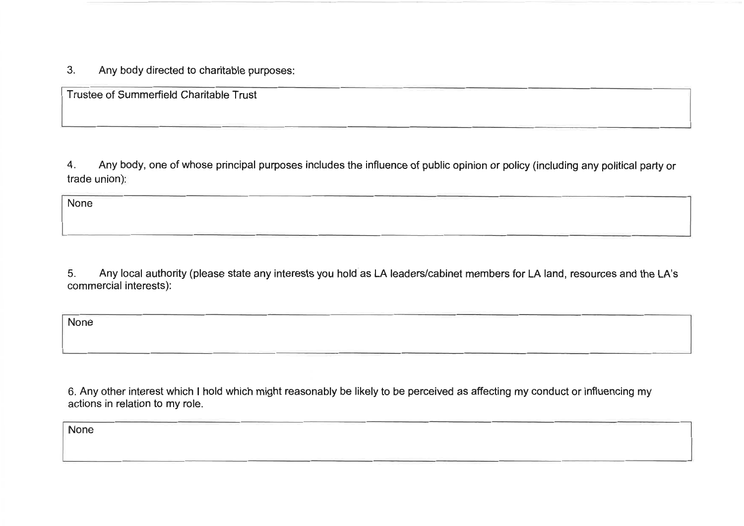3. Any body directed to charitable purposes:

Trustee of Summerfield Charitable Trust

4. Any body, one of whose principal purposes includes the influence of public opinion or policy (including any political party or trade union):

None

5. Any local authority (please state any interests you hold as LA leaders/cabinet members for LA land, resources and the LA's commercial interests):

None

6. Any other interest which I hold which might reasonably be likely to be perceived as affecting my conduct or influencing my actions in relation to my role.

None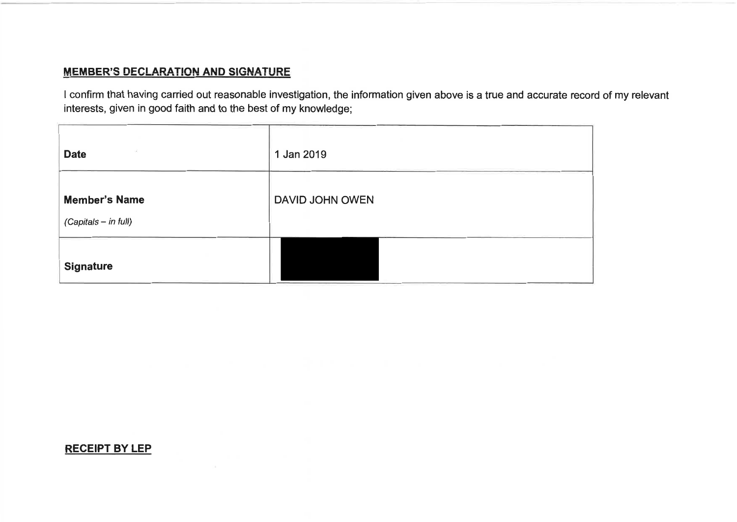## MEMBER'S DECLARATION AND SIGNATURE

I confirm that having carried out reasonable investigation, the information given above is a true and accurate record of my relevant interests, given in good faith and to the best of my knowledge;

| | |
|---|---|
| **Date** | 1 Jan 2019 |
| **Member's Name** *(Capitals – in full)* | DAVID JOHN OWEN |
| **Signature** | [REDACTED] |

## RECEIPT BY LEP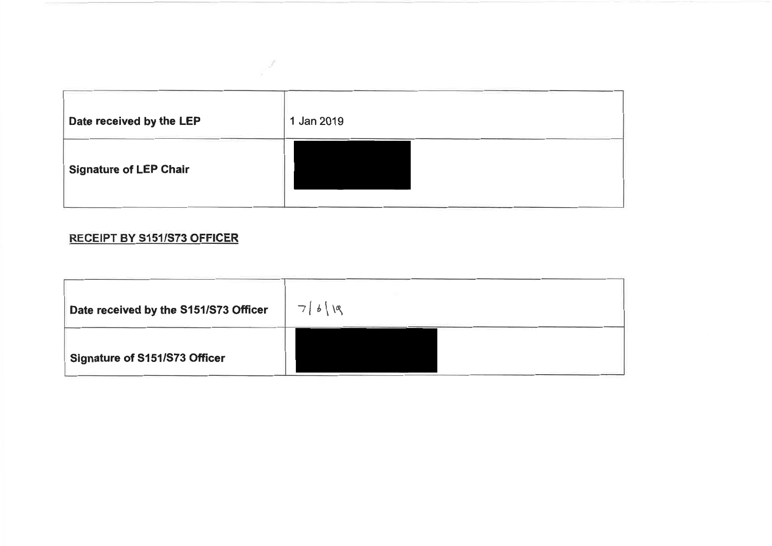| | |
|---|---|
| **Date received by the LEP** | 1 Jan 2019 |
| **Signature of LEP Chair** | |

**RECEIPT BY S151/S73 OFFICER**

| | |
|---|---|
| **Date received by the S151/S73 Officer** | 7/6/19 |
| **Signature of S151/S73 Officer** | |